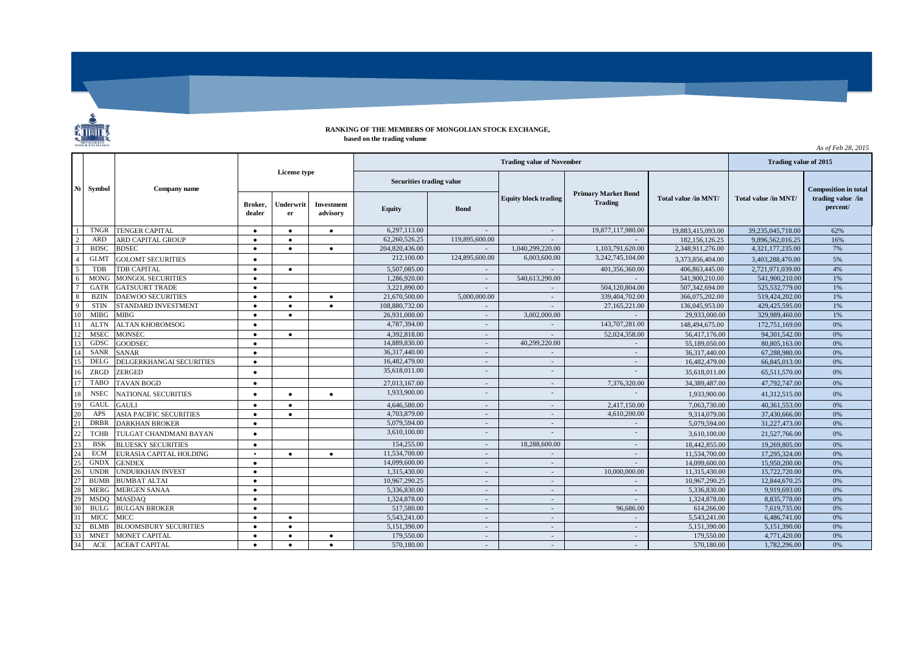# RANKING OF THE MEMBERS OF MONGOLIAN STOCK EXCHANGE,

**based on the trading volume**

*As of Feb 28, 2015*

| № | Symbol | Company name | License type | | | Trading value of November | | | | | Trading value of 2015 | |
|---|---|---|---|---|---|---|---|---|---|---|---|---|
| | | | | | | Securities trading value | | Equity block trading | Primary Market Bond Trading | Total value /in MNT/ | Total value /in MNT/ | Composition in total trading value /in percent/ |
| | | | Broker, dealer | Underwriter | Investment advisory | Equity | Bond | | | | | |
| 1 | TNGR | TENGER CAPITAL | ● | ● | ● | 6,297,113.00 | - | - | 19,877,117,980.00 | 19,883,415,093.00 | 39,235,045,718.00 | 62% |
| 2 | ARD | ARD CAPITAL GROUP | ● | ● | | 62,260,526.25 | 119,895,600.00 | - | - | 182,156,126.25 | 9,896,562,016.25 | 16% |
| 3 | BDSC | BDSEC | ● | ● | ● | 204,820,436.00 | - | 1,040,299,220.00 | 1,103,791,620.00 | 2,348,911,276.00 | 4,321,177,235.00 | 7% |
| 4 | GLMT | GOLOMT SECURITIES | ● | | | 212,100.00 | 124,895,600.00 | 6,003,600.00 | 3,242,745,104.00 | 3,373,856,404.00 | 3,403,288,470.00 | 5% |
| 5 | TDB | TDB CAPITAL | ● | ● | | 5,507,085.00 | - | - | 401,356,360.00 | 406,863,445.00 | 2,721,971,039.00 | 4% |
| 6 | MONG | MONGOL SECURITIES | ● | | | 1,286,920.00 | - | 540,613,290.00 | - | 541,900,210.00 | 541,900,210.00 | 1% |
| 7 | GATR | GATSUURT TRADE | ● | | | 3,221,890.00 | - | - | 504,120,804.00 | 507,342,694.00 | 525,532,779.00 | 1% |
| 8 | BZIN | DAEWOO SECURITIES | ● | ● | ● | 21,670,500.00 | 5,000,000.00 | - | 339,404,702.00 | 366,075,202.00 | 519,424,202.00 | 1% |
| 9 | STIN | STANDARD INVESTMENT | ● | ● | ● | 108,880,732.00 | - | - | 27,165,221.00 | 136,045,953.00 | 429,425,595.00 | 1% |
| 10 | MIBG | MIBG | ● | ● | | 26,931,000.00 | - | 3,002,000.00 | - | 29,933,000.00 | 329,989,460.00 | 1% |
| 11 | ALTN | ALTAN KHOROMSOG | ● | | | 4,787,394.00 | - | - | 143,707,281.00 | 148,494,675.00 | 172,751,169.00 | 0% |
| 12 | MSEC | MONSEC | ● | ● | | 4,392,818.00 | - | - | 52,024,358.00 | 56,417,176.00 | 94,301,542.00 | 0% |
| 13 | GDSC | GOODSEC | ● | | | 14,889,830.00 | - | 40,299,220.00 | - | 55,189,050.00 | 80,805,163.00 | 0% |
| 14 | SANR | SANAR | ● | | | 36,317,440.00 | - | - | - | 36,317,440.00 | 67,288,980.00 | 0% |
| 15 | DELG | DELGERKHANGAI SECURITIES | ● | | | 16,482,479.00 | - | - | - | 16,482,479.00 | 66,845,013.00 | 0% |
| 16 | ZRGD | ZERGED | ● | | | 35,618,011.00 | - | - | - | 35,618,011.00 | 65,511,570.00 | 0% |
| 17 | TABO | TAVAN BOGD | ● | | | 27,013,167.00 | - | - | 7,376,320.00 | 34,389,487.00 | 47,792,747.00 | 0% |
| 18 | NSEC | NATIONAL SECURITIES | ● | ● | ● | 1,933,900.00 | - | - | - | 1,933,900.00 | 41,312,515.00 | 0% |
| 19 | GAUL | GAULI | ● | ● | | 4,646,580.00 | - | - | 2,417,150.00 | 7,063,730.00 | 40,361,553.00 | 0% |
| 20 | APS | ASIA PACIFIC SECURITIES | ● | ● | | 4,703,879.00 | - | - | 4,610,200.00 | 9,314,079.00 | 37,430,666.00 | 0% |
| 21 | DRBR | DARKHAN BROKER | ● | | | 5,079,594.00 | - | - | - | 5,079,594.00 | 31,227,473.00 | 0% |
| 22 | TCHB | TULGAT CHANDMANI BAYAN | ● | | | 3,610,100.00 | - | - | - | 3,610,100.00 | 21,527,766.00 | 0% |
| 23 | BSK | BLUESKY SECURITIES | ● | | | 154,255.00 | - | 18,288,600.00 | - | 18,442,855.00 | 19,269,805.00 | 0% |
| 24 | ECM | EURASIA CAPITAL HOLDING | • | ● | ● | 11,534,700.00 | - | - | - | 11,534,700.00 | 17,295,324.00 | 0% |
| 25 | GNDX | GENDEX | ● | | | 14,099,600.00 | - | - | - | 14,099,600.00 | 15,950,200.00 | 0% |
| 26 | UNDR | UNDURKHAN INVEST | ● | | | 1,315,430.00 | - | - | 10,000,000.00 | 11,315,430.00 | 15,722,720.00 | 0% |
| 27 | BUMB | BUMBAT ALTAI | ● | | | 10,967,290.25 | - | - | - | 10,967,290.25 | 12,844,670.25 | 0% |
| 28 | MERG | MERGEN SANAA | ● | | | 5,336,830.00 | - | - | - | 5,336,830.00 | 9,919,693.00 | 0% |
| 29 | MSDQ | MASDAQ | ● | | | 1,324,878.00 | - | - | - | 1,324,878.00 | 8,835,778.00 | 0% |
| 30 | BULG | BULGAN BROKER | ● | | | 517,580.00 | - | - | 96,686.00 | 614,266.00 | 7,619,735.00 | 0% |
| 31 | MICC | MICC | ● | ● | | 5,543,241.00 | - | - | - | 5,543,241.00 | 6,486,741.00 | 0% |
| 32 | BLMB | BLOOMSBURY SECURITIES | ● | ● | | 5,151,390.00 | - | - | - | 5,151,390.00 | 5,151,390.00 | 0% |
| 33 | MNET | MONET CAPITAL | ● | ● | ● | 179,550.00 | - | - | - | 179,550.00 | 4,771,420.00 | 0% |
| 34 | ACE | ACE&T CAPITAL | ● | ● | ● | 570,180.00 | - | - | - | 570,180.00 | 1,782,296.00 | 0% |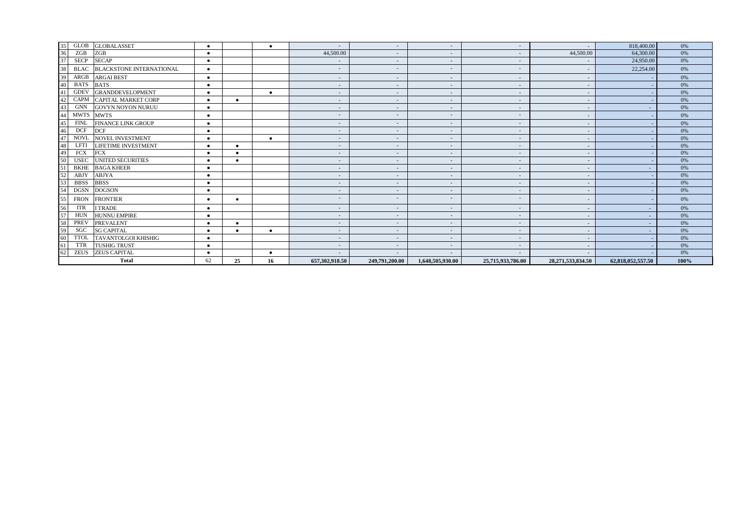| | | | | | | | | | | | | | |
|---|---|---|---|---|---|---|---|---|---|---|---|---|---|
| 35 | GLOB | GLOBALASSET | ● | | ● | - | - | - | - | - | 818,400.00 | 0% |
| 36 | ZGB | ZGB | ● | | | 44,500.00 | - | - | - | 44,500.00 | 64,300.00 | 0% |
| 37 | SECP | SECAP | ● | | | - | - | - | - | - | 24,950.00 | 0% |
| 38 | BLAC | BLACKSTONE INTERNATIONAL | ● | | | - | - | - | - | - | 22,254.00 | 0% |
| 39 | ARGB | ARGAI BEST | ● | | | - | - | - | - | - | - | 0% |
| 40 | BATS | BATS | ● | | | - | - | - | - | - | - | 0% |
| 41 | GDEV | GRANDDEVELOPMENT | ● | | ● | - | - | - | - | - | - | 0% |
| 42 | CAPM | CAPITAL MARKET CORP | ● | ● | | - | - | - | - | - | - | 0% |
| 43 | GNN | GOVYN NOYON NURUU | ● | | | - | - | - | - | - | - | 0% |
| 44 | MWTS | MWTS | ● | | | - | - | - | - | - | - | 0% |
| 45 | FINL | FINANCE LINK GROUP | ● | | | - | - | - | - | - | - | 0% |
| 46 | DCF | DCF | ● | | | - | - | - | - | - | - | 0% |
| 47 | NOVL | NOVEL INVESTMENT | ● | | ● | - | - | - | - | - | - | 0% |
| 48 | LFTI | LIFETIME INVESTMENT | ● | ● | | - | - | - | - | - | - | 0% |
| 49 | FCX | FCX | ● | ● | | - | - | - | - | - | - | 0% |
| 50 | USEC | UNITED SECURITIES | ● | ● | | - | - | - | - | - | - | 0% |
| 51 | BKHE | BAGA KHEER | ● | | | - | - | - | - | - | - | 0% |
| 52 | ABJY | ABJYA | ● | | | - | - | - | - | - | - | 0% |
| 53 | BBSS | BBSS | ● | | | - | - | - | - | - | - | 0% |
| 54 | DGSN | DOGSON | ● | | | - | - | - | - | - | - | 0% |
| 55 | FRON | FRONTIER | ● | ● | | - | - | - | - | - | - | 0% |
| 56 | ITR | I TRADE | ● | | | - | - | - | - | - | - | 0% |
| 57 | HUN | HUNNU EMPIRE | ● | | | - | - | - | - | - | - | 0% |
| 58 | PREV | PREVALENT | ● | ● | | - | - | - | - | - | - | 0% |
| 59 | SGC | SG CAPITAL | ● | ● | ● | - | - | - | - | - | - | 0% |
| 60 | TTOL | TAVANTOLGOI KHISHIG | ● | | | - | - | - | - | - | - | 0% |
| 61 | TTR | TUSHIG TRUST | ● | | | - | - | - | - | - | - | 0% |
| 62 | ZEUS | ZEUS CAPITAL | ● | | ● | - | - | - | - | - | - | 0% |
| | | **Total** | 62 | **25** | **16** | **657,302,918.50** | **249,791,200.00** | **1,648,505,930.00** | **25,715,933,786.00** | **28,271,533,834.50** | **62,818,052,557.50** | **100%** |